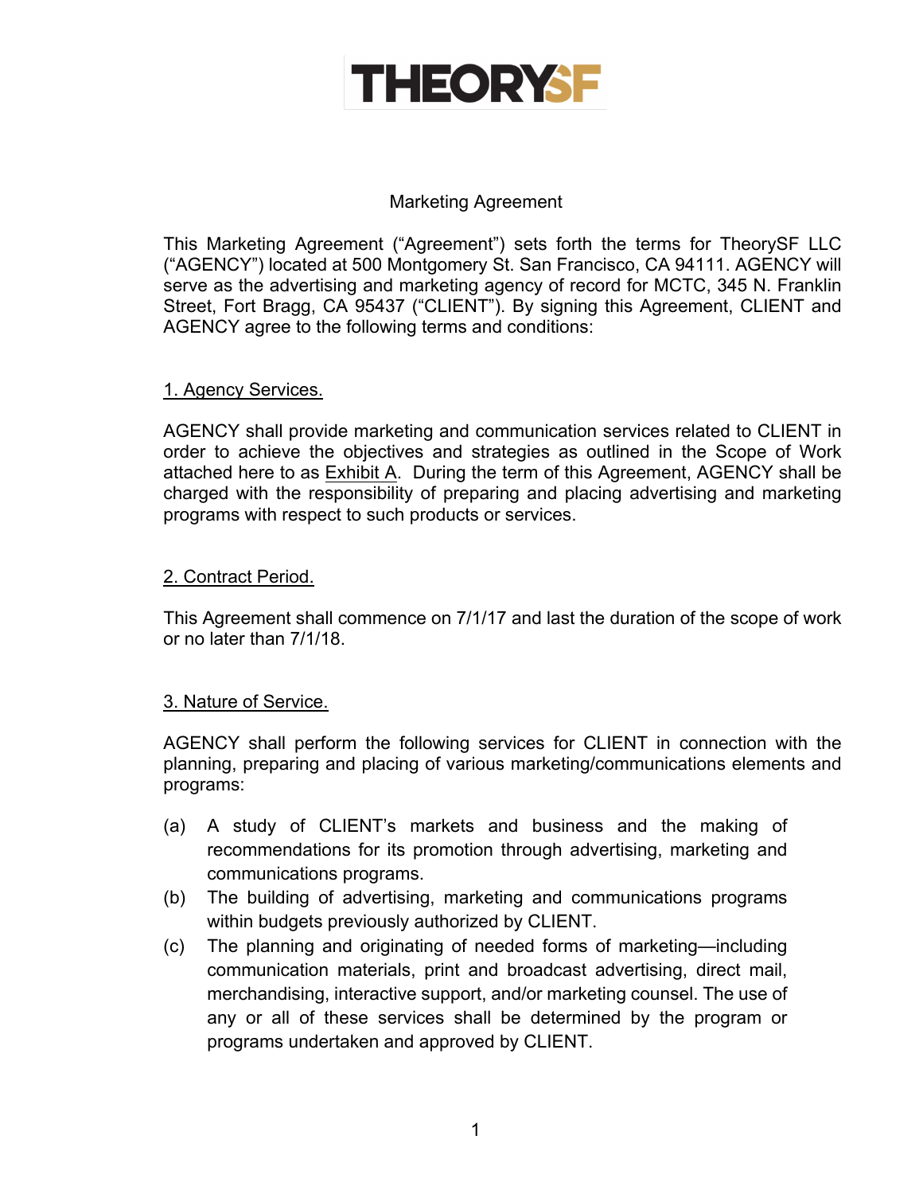# THEORYSF

Marketing Agreement

This Marketing Agreement ("Agreement") sets forth the terms for TheorySF LLC ("AGENCY") located at 500 Montgomery St. San Francisco, CA 94111. AGENCY will serve as the advertising and marketing agency of record for MCTC, 345 N. Franklin Street, Fort Bragg, CA 95437 ("CLIENT"). By signing this Agreement, CLIENT and AGENCY agree to the following terms and conditions:

## 1. Agency Services.

AGENCY shall provide marketing and communication services related to CLIENT in order to achieve the objectives and strategies as outlined in the Scope of Work attached here to as Exhibit A. During the term of this Agreement, AGENCY shall be charged with the responsibility of preparing and placing advertising and marketing programs with respect to such products or services.

## 2. Contract Period.

This Agreement shall commence on 7/1/17 and last the duration of the scope of work or no later than 7/1/18.

## 3. Nature of Service.

AGENCY shall perform the following services for CLIENT in connection with the planning, preparing and placing of various marketing/communications elements and programs:

(a) A study of CLIENT's markets and business and the making of recommendations for its promotion through advertising, marketing and communications programs.

(b) The building of advertising, marketing and communications programs within budgets previously authorized by CLIENT.

(c) The planning and originating of needed forms of marketing—including communication materials, print and broadcast advertising, direct mail, merchandising, interactive support, and/or marketing counsel. The use of any or all of these services shall be determined by the program or programs undertaken and approved by CLIENT.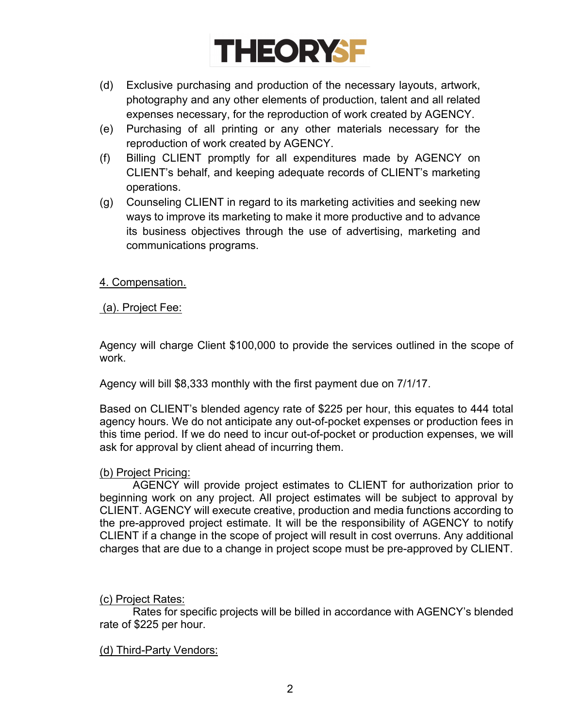(d) Exclusive purchasing and production of the necessary layouts, artwork, photography and any other elements of production, talent and all related expenses necessary, for the reproduction of work created by AGENCY.

(e) Purchasing of all printing or any other materials necessary for the reproduction of work created by AGENCY.

(f) Billing CLIENT promptly for all expenditures made by AGENCY on CLIENT's behalf, and keeping adequate records of CLIENT's marketing operations.

(g) Counseling CLIENT in regard to its marketing activities and seeking new ways to improve its marketing to make it more productive and to advance its business objectives through the use of advertising, marketing and communications programs.

4. Compensation.

(a). Project Fee:

Agency will charge Client $100,000 to provide the services outlined in the scope of work.

Agency will bill $8,333 monthly with the first payment due on 7/1/17.

Based on CLIENT's blended agency rate of $225 per hour, this equates to 444 total agency hours. We do not anticipate any out-of-pocket expenses or production fees in this time period. If we do need to incur out-of-pocket or production expenses, we will ask for approval by client ahead of incurring them.

(b) Project Pricing:

AGENCY will provide project estimates to CLIENT for authorization prior to beginning work on any project. All project estimates will be subject to approval by CLIENT. AGENCY will execute creative, production and media functions according to the pre-approved project estimate. It will be the responsibility of AGENCY to notify CLIENT if a change in the scope of project will result in cost overruns. Any additional charges that are due to a change in project scope must be pre-approved by CLIENT.

(c) Project Rates:

Rates for specific projects will be billed in accordance with AGENCY's blended rate of $225 per hour.

(d) Third-Party Vendors: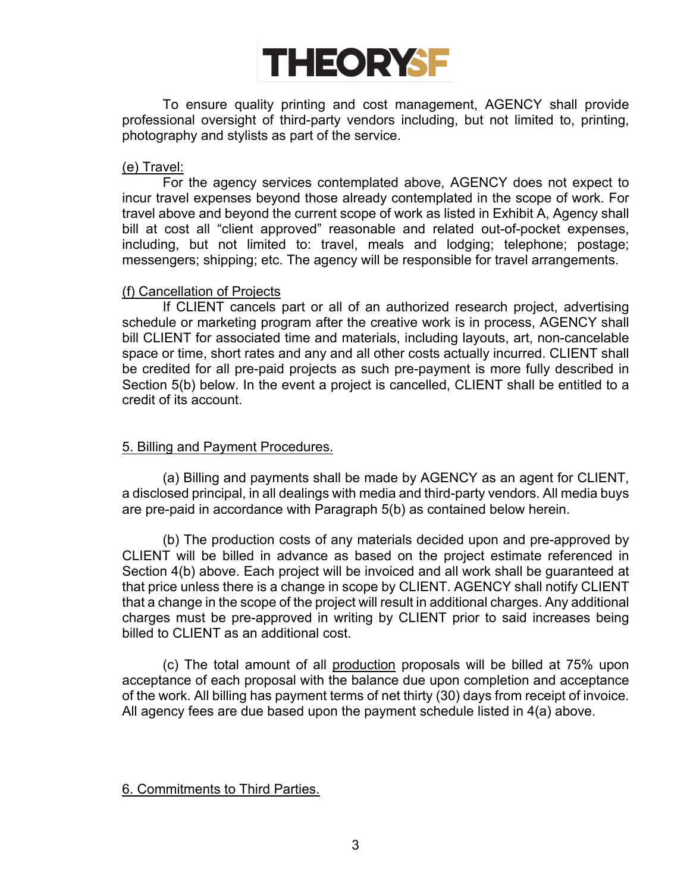To ensure quality printing and cost management, AGENCY shall provide professional oversight of third-party vendors including, but not limited to, printing, photography and stylists as part of the service.

<u>(e) Travel:</u>

For the agency services contemplated above, AGENCY does not expect to incur travel expenses beyond those already contemplated in the scope of work. For travel above and beyond the current scope of work as listed in Exhibit A, Agency shall bill at cost all "client approved" reasonable and related out-of-pocket expenses, including, but not limited to: travel, meals and lodging; telephone; postage; messengers; shipping; etc. The agency will be responsible for travel arrangements.

<u>(f) Cancellation of Projects</u>

If CLIENT cancels part or all of an authorized research project, advertising schedule or marketing program after the creative work is in process, AGENCY shall bill CLIENT for associated time and materials, including layouts, art, non-cancelable space or time, short rates and any and all other costs actually incurred. CLIENT shall be credited for all pre-paid projects as such pre-payment is more fully described in Section 5(b) below. In the event a project is cancelled, CLIENT shall be entitled to a credit of its account.

<u>5. Billing and Payment Procedures.</u>

(a) Billing and payments shall be made by AGENCY as an agent for CLIENT, a disclosed principal, in all dealings with media and third-party vendors. All media buys are pre-paid in accordance with Paragraph 5(b) as contained below herein.

(b) The production costs of any materials decided upon and pre-approved by CLIENT will be billed in advance as based on the project estimate referenced in Section 4(b) above. Each project will be invoiced and all work shall be guaranteed at that price unless there is a change in scope by CLIENT. AGENCY shall notify CLIENT that a change in the scope of the project will result in additional charges. Any additional charges must be pre-approved in writing by CLIENT prior to said increases being billed to CLIENT as an additional cost.

(c) The total amount of all <u>production</u> proposals will be billed at 75% upon acceptance of each proposal with the balance due upon completion and acceptance of the work. All billing has payment terms of net thirty (30) days from receipt of invoice. All agency fees are due based upon the payment schedule listed in 4(a) above.

<u>6. Commitments to Third Parties.</u>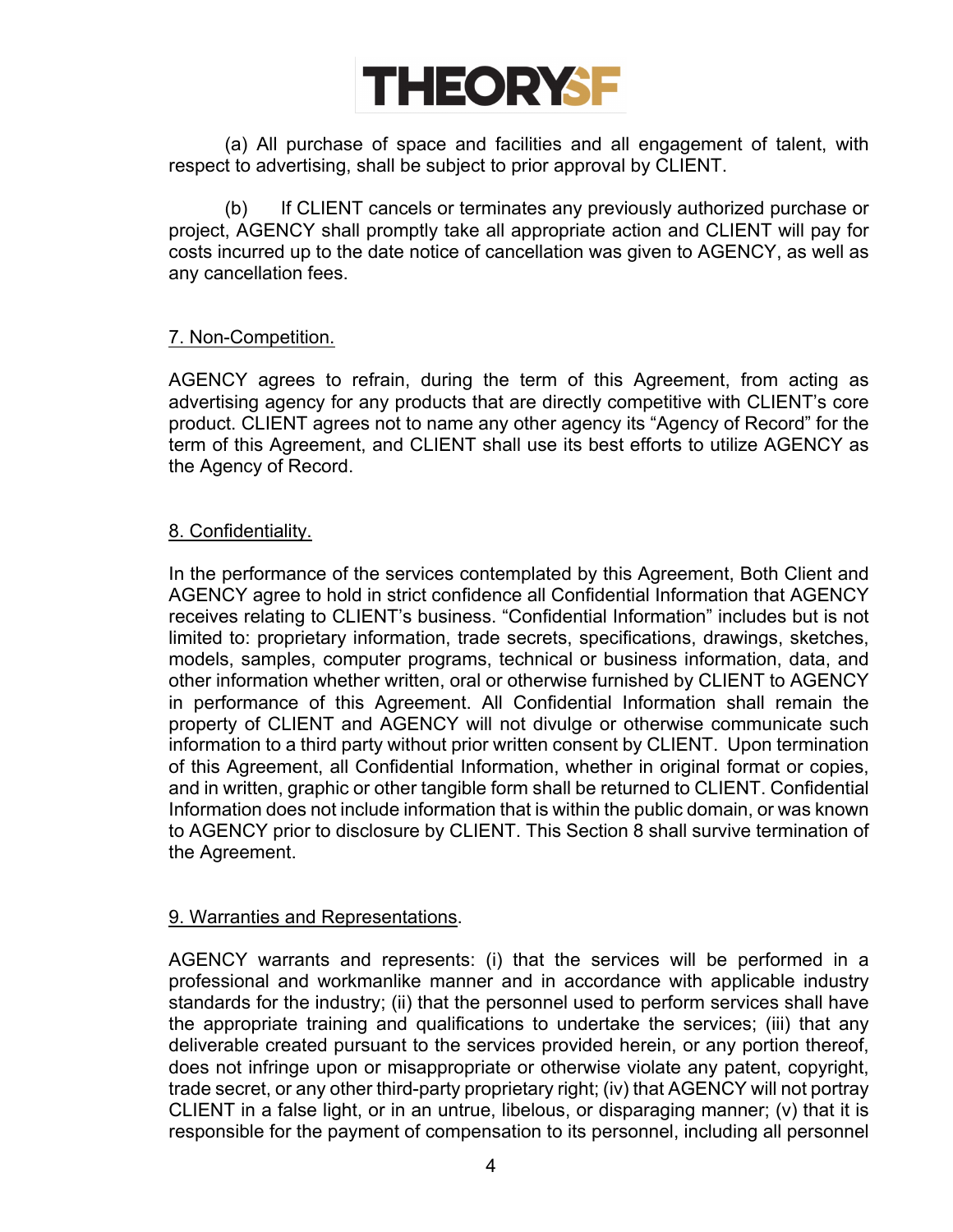(a) All purchase of space and facilities and all engagement of talent, with respect to advertising, shall be subject to prior approval by CLIENT.

(b) If CLIENT cancels or terminates any previously authorized purchase or project, AGENCY shall promptly take all appropriate action and CLIENT will pay for costs incurred up to the date notice of cancellation was given to AGENCY, as well as any cancellation fees.

7. Non-Competition.

AGENCY agrees to refrain, during the term of this Agreement, from acting as advertising agency for any products that are directly competitive with CLIENT's core product. CLIENT agrees not to name any other agency its "Agency of Record" for the term of this Agreement, and CLIENT shall use its best efforts to utilize AGENCY as the Agency of Record.

8. Confidentiality.

In the performance of the services contemplated by this Agreement, Both Client and AGENCY agree to hold in strict confidence all Confidential Information that AGENCY receives relating to CLIENT's business. "Confidential Information" includes but is not limited to: proprietary information, trade secrets, specifications, drawings, sketches, models, samples, computer programs, technical or business information, data, and other information whether written, oral or otherwise furnished by CLIENT to AGENCY in performance of this Agreement. All Confidential Information shall remain the property of CLIENT and AGENCY will not divulge or otherwise communicate such information to a third party without prior written consent by CLIENT. Upon termination of this Agreement, all Confidential Information, whether in original format or copies, and in written, graphic or other tangible form shall be returned to CLIENT. Confidential Information does not include information that is within the public domain, or was known to AGENCY prior to disclosure by CLIENT. This Section 8 shall survive termination of the Agreement.

9. Warranties and Representations.

AGENCY warrants and represents: (i) that the services will be performed in a professional and workmanlike manner and in accordance with applicable industry standards for the industry; (ii) that the personnel used to perform services shall have the appropriate training and qualifications to undertake the services; (iii) that any deliverable created pursuant to the services provided herein, or any portion thereof, does not infringe upon or misappropriate or otherwise violate any patent, copyright, trade secret, or any other third-party proprietary right; (iv) that AGENCY will not portray CLIENT in a false light, or in an untrue, libelous, or disparaging manner; (v) that it is responsible for the payment of compensation to its personnel, including all personnel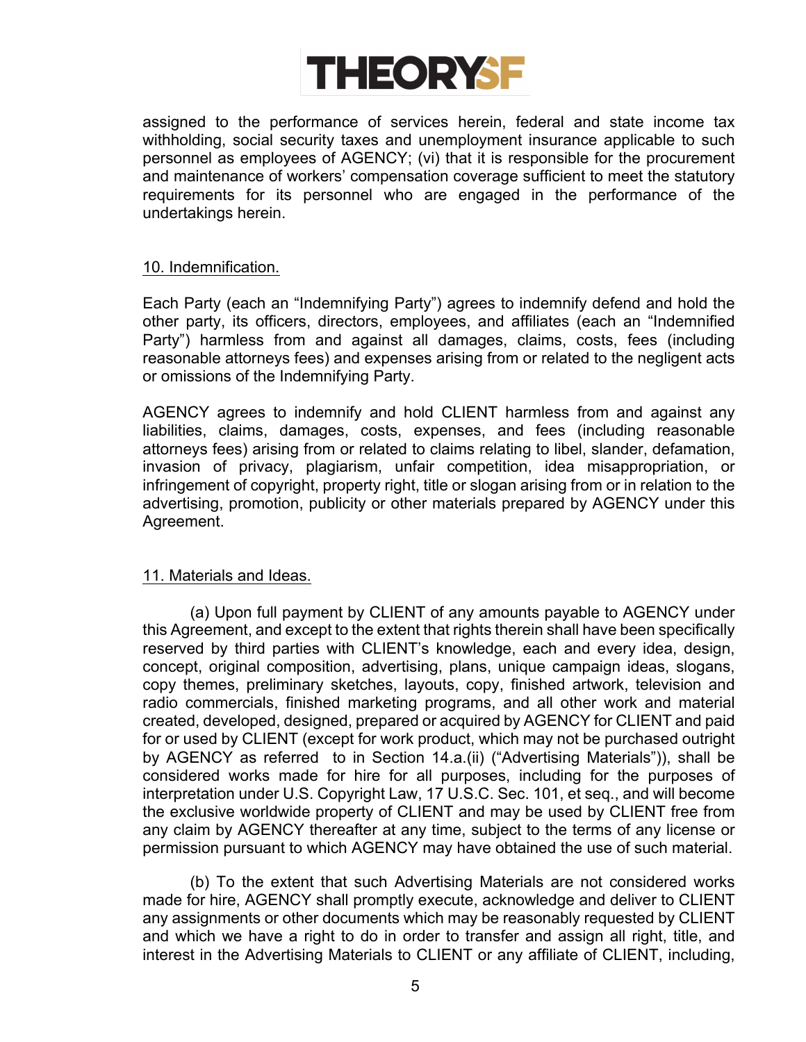assigned to the performance of services herein, federal and state income tax withholding, social security taxes and unemployment insurance applicable to such personnel as employees of AGENCY; (vi) that it is responsible for the procurement and maintenance of workers' compensation coverage sufficient to meet the statutory requirements for its personnel who are engaged in the performance of the undertakings herein.

## 10. Indemnification.

Each Party (each an "Indemnifying Party") agrees to indemnify defend and hold the other party, its officers, directors, employees, and affiliates (each an "Indemnified Party") harmless from and against all damages, claims, costs, fees (including reasonable attorneys fees) and expenses arising from or related to the negligent acts or omissions of the Indemnifying Party.

AGENCY agrees to indemnify and hold CLIENT harmless from and against any liabilities, claims, damages, costs, expenses, and fees (including reasonable attorneys fees) arising from or related to claims relating to libel, slander, defamation, invasion of privacy, plagiarism, unfair competition, idea misappropriation, or infringement of copyright, property right, title or slogan arising from or in relation to the advertising, promotion, publicity or other materials prepared by AGENCY under this Agreement.

## 11. Materials and Ideas.

(a) Upon full payment by CLIENT of any amounts payable to AGENCY under this Agreement, and except to the extent that rights therein shall have been specifically reserved by third parties with CLIENT's knowledge, each and every idea, design, concept, original composition, advertising, plans, unique campaign ideas, slogans, copy themes, preliminary sketches, layouts, copy, finished artwork, television and radio commercials, finished marketing programs, and all other work and material created, developed, designed, prepared or acquired by AGENCY for CLIENT and paid for or used by CLIENT (except for work product, which may not be purchased outright by AGENCY as referred to in Section 14.a.(ii) ("Advertising Materials")), shall be considered works made for hire for all purposes, including for the purposes of interpretation under U.S. Copyright Law, 17 U.S.C. Sec. 101, et seq., and will become the exclusive worldwide property of CLIENT and may be used by CLIENT free from any claim by AGENCY thereafter at any time, subject to the terms of any license or permission pursuant to which AGENCY may have obtained the use of such material.

(b) To the extent that such Advertising Materials are not considered works made for hire, AGENCY shall promptly execute, acknowledge and deliver to CLIENT any assignments or other documents which may be reasonably requested by CLIENT and which we have a right to do in order to transfer and assign all right, title, and interest in the Advertising Materials to CLIENT or any affiliate of CLIENT, including,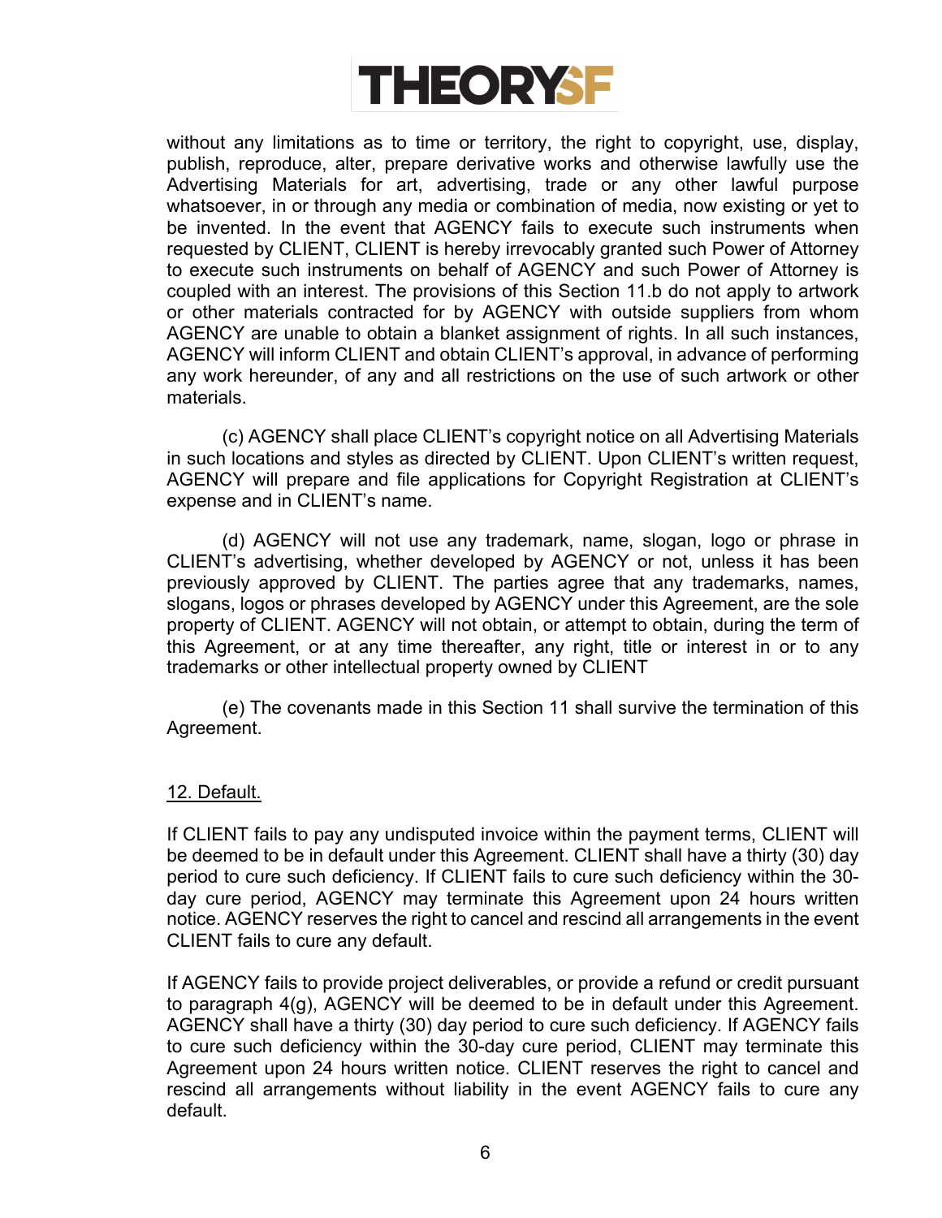without any limitations as to time or territory, the right to copyright, use, display, publish, reproduce, alter, prepare derivative works and otherwise lawfully use the Advertising Materials for art, advertising, trade or any other lawful purpose whatsoever, in or through any media or combination of media, now existing or yet to be invented. In the event that AGENCY fails to execute such instruments when requested by CLIENT, CLIENT is hereby irrevocably granted such Power of Attorney to execute such instruments on behalf of AGENCY and such Power of Attorney is coupled with an interest. The provisions of this Section 11.b do not apply to artwork or other materials contracted for by AGENCY with outside suppliers from whom AGENCY are unable to obtain a blanket assignment of rights. In all such instances, AGENCY will inform CLIENT and obtain CLIENT's approval, in advance of performing any work hereunder, of any and all restrictions on the use of such artwork or other materials.

(c) AGENCY shall place CLIENT's copyright notice on all Advertising Materials in such locations and styles as directed by CLIENT. Upon CLIENT's written request, AGENCY will prepare and file applications for Copyright Registration at CLIENT's expense and in CLIENT's name.

(d) AGENCY will not use any trademark, name, slogan, logo or phrase in CLIENT's advertising, whether developed by AGENCY or not, unless it has been previously approved by CLIENT. The parties agree that any trademarks, names, slogans, logos or phrases developed by AGENCY under this Agreement, are the sole property of CLIENT. AGENCY will not obtain, or attempt to obtain, during the term of this Agreement, or at any time thereafter, any right, title or interest in or to any trademarks or other intellectual property owned by CLIENT

(e) The covenants made in this Section 11 shall survive the termination of this Agreement.

12. Default.

If CLIENT fails to pay any undisputed invoice within the payment terms, CLIENT will be deemed to be in default under this Agreement. CLIENT shall have a thirty (30) day period to cure such deficiency. If CLIENT fails to cure such deficiency within the 30-day cure period, AGENCY may terminate this Agreement upon 24 hours written notice. AGENCY reserves the right to cancel and rescind all arrangements in the event CLIENT fails to cure any default.

If AGENCY fails to provide project deliverables, or provide a refund or credit pursuant to paragraph 4(g), AGENCY will be deemed to be in default under this Agreement. AGENCY shall have a thirty (30) day period to cure such deficiency. If AGENCY fails to cure such deficiency within the 30-day cure period, CLIENT may terminate this Agreement upon 24 hours written notice. CLIENT reserves the right to cancel and rescind all arrangements without liability in the event AGENCY fails to cure any default.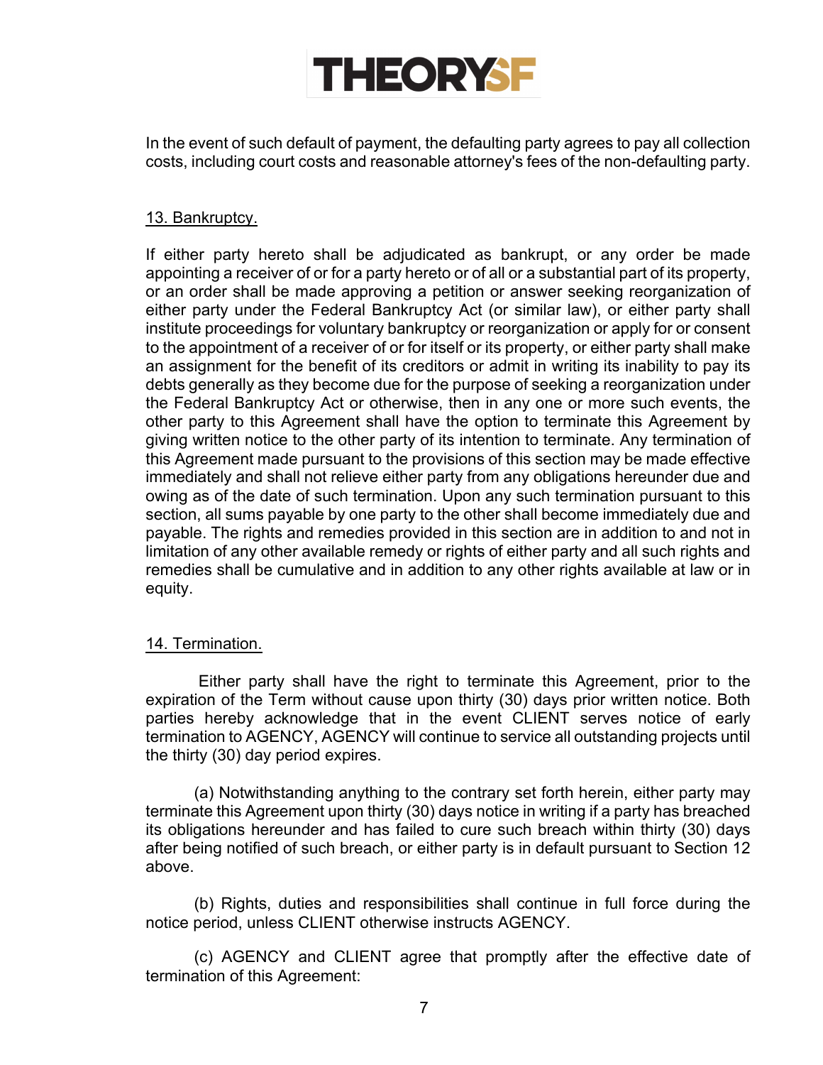In the event of such default of payment, the defaulting party agrees to pay all collection costs, including court costs and reasonable attorney's fees of the non-defaulting party.

13. Bankruptcy.

If either party hereto shall be adjudicated as bankrupt, or any order be made appointing a receiver of or for a party hereto or of all or a substantial part of its property, or an order shall be made approving a petition or answer seeking reorganization of either party under the Federal Bankruptcy Act (or similar law), or either party shall institute proceedings for voluntary bankruptcy or reorganization or apply for or consent to the appointment of a receiver of or for itself or its property, or either party shall make an assignment for the benefit of its creditors or admit in writing its inability to pay its debts generally as they become due for the purpose of seeking a reorganization under the Federal Bankruptcy Act or otherwise, then in any one or more such events, the other party to this Agreement shall have the option to terminate this Agreement by giving written notice to the other party of its intention to terminate. Any termination of this Agreement made pursuant to the provisions of this section may be made effective immediately and shall not relieve either party from any obligations hereunder due and owing as of the date of such termination. Upon any such termination pursuant to this section, all sums payable by one party to the other shall become immediately due and payable. The rights and remedies provided in this section are in addition to and not in limitation of any other available remedy or rights of either party and all such rights and remedies shall be cumulative and in addition to any other rights available at law or in equity.

14. Termination.

Either party shall have the right to terminate this Agreement, prior to the expiration of the Term without cause upon thirty (30) days prior written notice. Both parties hereby acknowledge that in the event CLIENT serves notice of early termination to AGENCY, AGENCY will continue to service all outstanding projects until the thirty (30) day period expires.

(a) Notwithstanding anything to the contrary set forth herein, either party may terminate this Agreement upon thirty (30) days notice in writing if a party has breached its obligations hereunder and has failed to cure such breach within thirty (30) days after being notified of such breach, or either party is in default pursuant to Section 12 above.

(b) Rights, duties and responsibilities shall continue in full force during the notice period, unless CLIENT otherwise instructs AGENCY.

(c) AGENCY and CLIENT agree that promptly after the effective date of termination of this Agreement: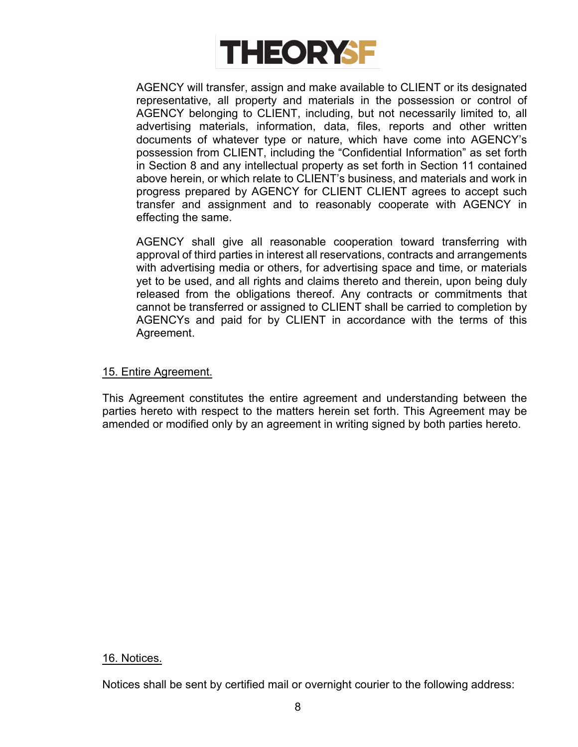AGENCY will transfer, assign and make available to CLIENT or its designated representative, all property and materials in the possession or control of AGENCY belonging to CLIENT, including, but not necessarily limited to, all advertising materials, information, data, files, reports and other written documents of whatever type or nature, which have come into AGENCY's possession from CLIENT, including the "Confidential Information" as set forth in Section 8 and any intellectual property as set forth in Section 11 contained above herein, or which relate to CLIENT's business, and materials and work in progress prepared by AGENCY for CLIENT CLIENT agrees to accept such transfer and assignment and to reasonably cooperate with AGENCY in effecting the same.

AGENCY shall give all reasonable cooperation toward transferring with approval of third parties in interest all reservations, contracts and arrangements with advertising media or others, for advertising space and time, or materials yet to be used, and all rights and claims thereto and therein, upon being duly released from the obligations thereof. Any contracts or commitments that cannot be transferred or assigned to CLIENT shall be carried to completion by AGENCYs and paid for by CLIENT in accordance with the terms of this Agreement.

## 15. Entire Agreement.

This Agreement constitutes the entire agreement and understanding between the parties hereto with respect to the matters herein set forth. This Agreement may be amended or modified only by an agreement in writing signed by both parties hereto.

## 16. Notices.

Notices shall be sent by certified mail or overnight courier to the following address: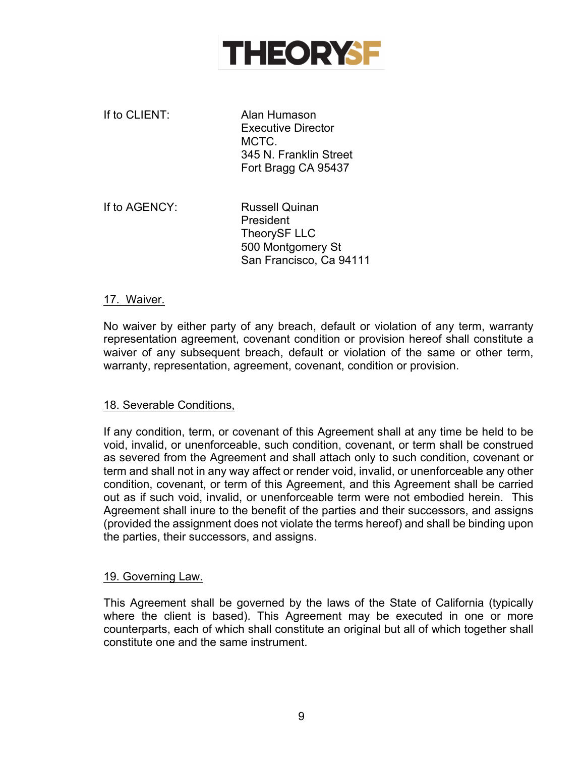If to CLIENT:

Alan Humason
Executive Director
MCTC.
345 N. Franklin Street
Fort Bragg CA 95437

If to AGENCY:

Russell Quinan
President
TheorySF LLC
500 Montgomery St
San Francisco, Ca 94111

17. Waiver.

No waiver by either party of any breach, default or violation of any term, warranty representation agreement, covenant condition or provision hereof shall constitute a waiver of any subsequent breach, default or violation of the same or other term, warranty, representation, agreement, covenant, condition or provision.

18. Severable Conditions,

If any condition, term, or covenant of this Agreement shall at any time be held to be void, invalid, or unenforceable, such condition, covenant, or term shall be construed as severed from the Agreement and shall attach only to such condition, covenant or term and shall not in any way affect or render void, invalid, or unenforceable any other condition, covenant, or term of this Agreement, and this Agreement shall be carried out as if such void, invalid, or unenforceable term were not embodied herein. This Agreement shall inure to the benefit of the parties and their successors, and assigns (provided the assignment does not violate the terms hereof) and shall be binding upon the parties, their successors, and assigns.

19. Governing Law.

This Agreement shall be governed by the laws of the State of California (typically where the client is based). This Agreement may be executed in one or more counterparts, each of which shall constitute an original but all of which together shall constitute one and the same instrument.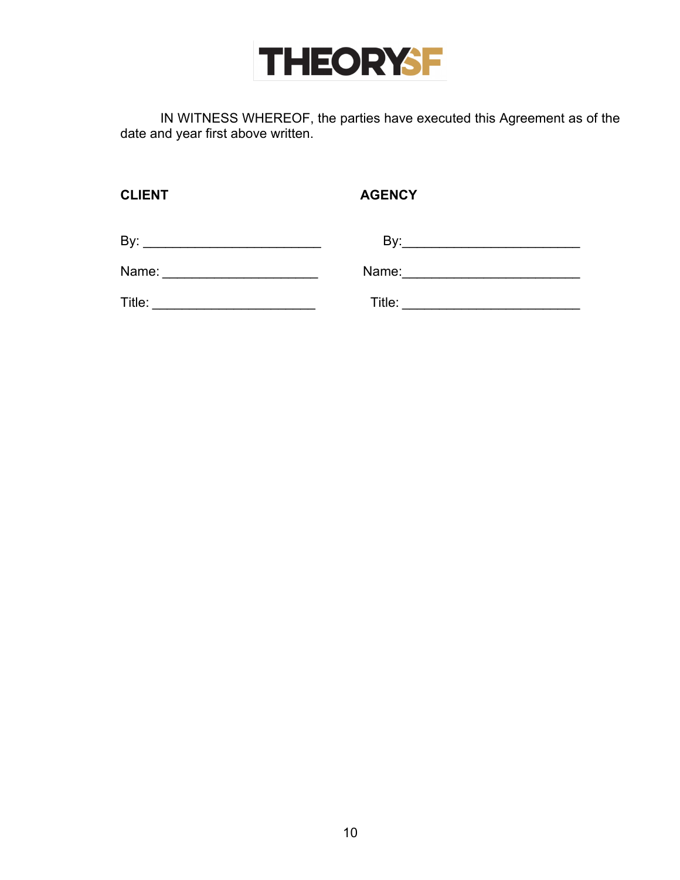THEORYSF

IN WITNESS WHEREOF, the parties have executed this Agreement as of the date and year first above written.

| **CLIENT** | **AGENCY** |
|---|---|
| By: ________________________ | By:________________________ |
| Name: _____________________ | Name:________________________ |
| Title: ______________________ | Title: ________________________ |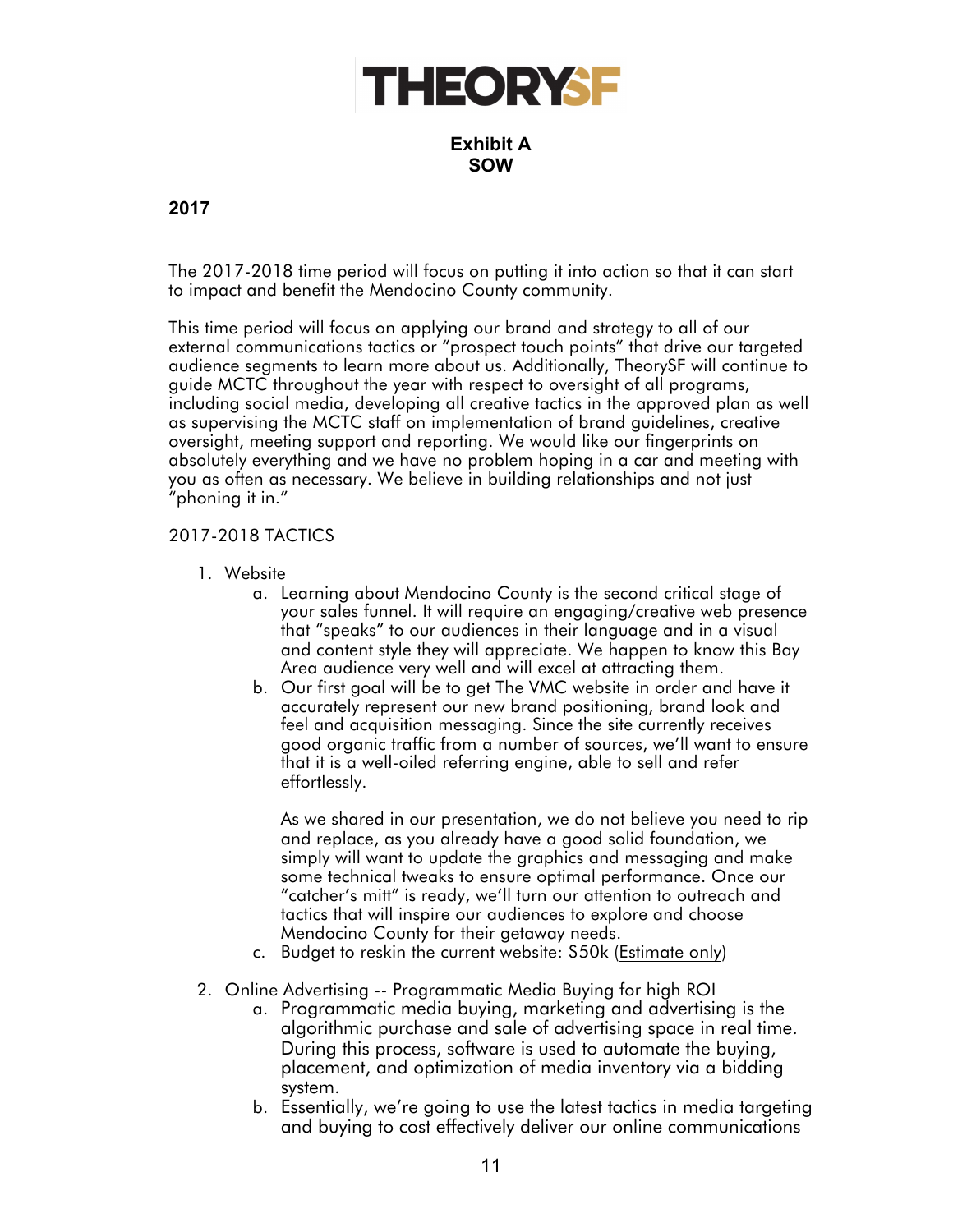**THEORYSF**

**Exhibit A**
**SOW**

**2017**

The 2017-2018 time period will focus on putting it into action so that it can start to impact and benefit the Mendocino County community.

This time period will focus on applying our brand and strategy to all of our external communications tactics or "prospect touch points" that drive our targeted audience segments to learn more about us. Additionally, TheorySF will continue to guide MCTC throughout the year with respect to oversight of all programs, including social media, developing all creative tactics in the approved plan as well as supervising the MCTC staff on implementation of brand guidelines, creative oversight, meeting support and reporting. We would like our fingerprints on absolutely everything and we have no problem hoping in a car and meeting with you as often as necessary. We believe in building relationships and not just "phoning it in."

<u>2017-2018 TACTICS</u>

1. Website
   a. Learning about Mendocino County is the second critical stage of your sales funnel. It will require an engaging/creative web presence that "speaks" to our audiences in their language and in a visual and content style they will appreciate. We happen to know this Bay Area audience very well and will excel at attracting them.
   b. Our first goal will be to get The VMC website in order and have it accurately represent our new brand positioning, brand look and feel and acquisition messaging. Since the site currently receives good organic traffic from a number of sources, we'll want to ensure that it is a well-oiled referring engine, able to sell and refer effortlessly.

      As we shared in our presentation, we do not believe you need to rip and replace, as you already have a good solid foundation, we simply will want to update the graphics and messaging and make some technical tweaks to ensure optimal performance. Once our "catcher's mitt" is ready, we'll turn our attention to outreach and tactics that will inspire our audiences to explore and choose Mendocino County for their getaway needs.
   c. Budget to reskin the current website: $50k (<u>Estimate only</u>)

2. Online Advertising -- Programmatic Media Buying for high ROI
   a. Programmatic media buying, marketing and advertising is the algorithmic purchase and sale of advertising space in real time. During this process, software is used to automate the buying, placement, and optimization of media inventory via a bidding system.
   b. Essentially, we're going to use the latest tactics in media targeting and buying to cost effectively deliver our online communications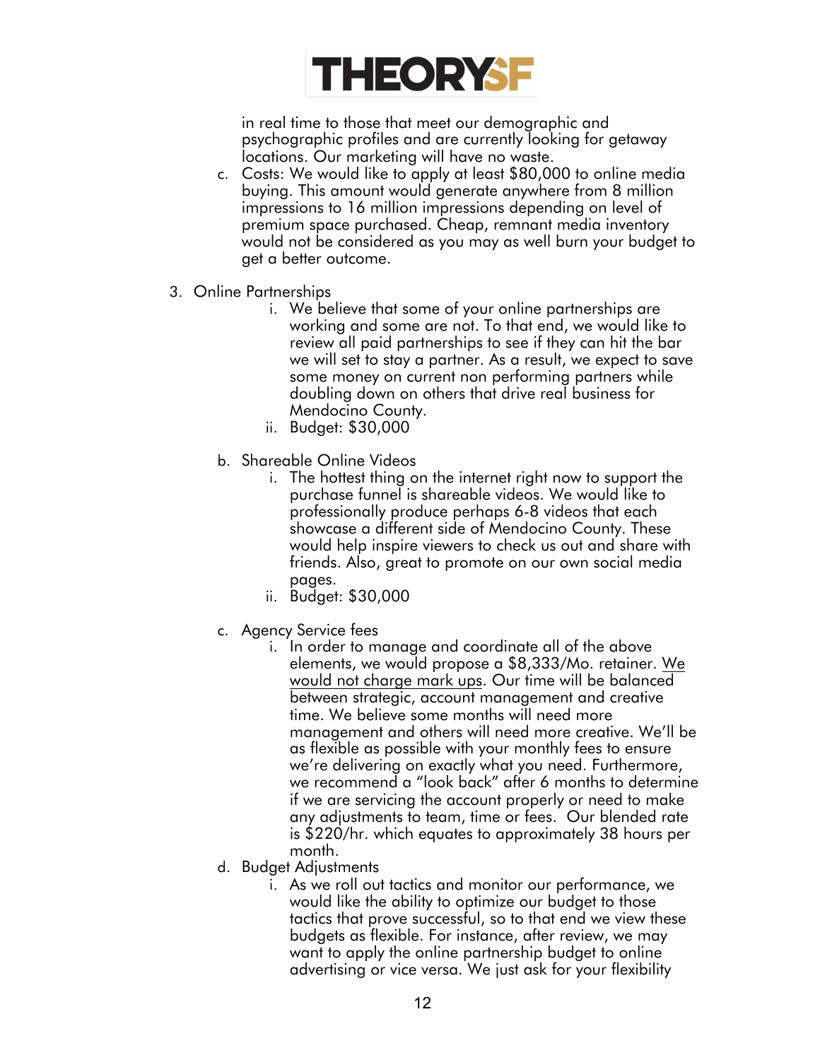in real time to those that meet our demographic and psychographic profiles and are currently looking for getaway locations. Our marketing will have no waste.

c. Costs: We would like to apply at least $80,000 to online media buying. This amount would generate anywhere from 8 million impressions to 16 million impressions depending on level of premium space purchased. Cheap, remnant media inventory would not be considered as you may as well burn your budget to get a better outcome.

3. Online Partnerships
   i. We believe that some of your online partnerships are working and some are not. To that end, we would like to review all paid partnerships to see if they can hit the bar we will set to stay a partner. As a result, we expect to save some money on current non performing partners while doubling down on others that drive real business for Mendocino County.
   ii. Budget: $30,000

b. Shareable Online Videos
   i. The hottest thing on the internet right now to support the purchase funnel is shareable videos. We would like to professionally produce perhaps 6-8 videos that each showcase a different side of Mendocino County. These would help inspire viewers to check us out and share with friends. Also, great to promote on our own social media pages.
   ii. Budget: $30,000

c. Agency Service fees
   i. In order to manage and coordinate all of the above elements, we would propose a $8,333/Mo. retainer. <u>We would not charge mark ups</u>. Our time will be balanced between strategic, account management and creative time. We believe some months will need more management and others will need more creative. We'll be as flexible as possible with your monthly fees to ensure we're delivering on exactly what you need. Furthermore, we recommend a "look back" after 6 months to determine if we are servicing the account properly or need to make any adjustments to team, time or fees. Our blended rate is $220/hr. which equates to approximately 38 hours per month.

d. Budget Adjustments
   i. As we roll out tactics and monitor our performance, we would like the ability to optimize our budget to those tactics that prove successful, so to that end we view these budgets as flexible. For instance, after review, we may want to apply the online partnership budget to online advertising or vice versa. We just ask for your flexibility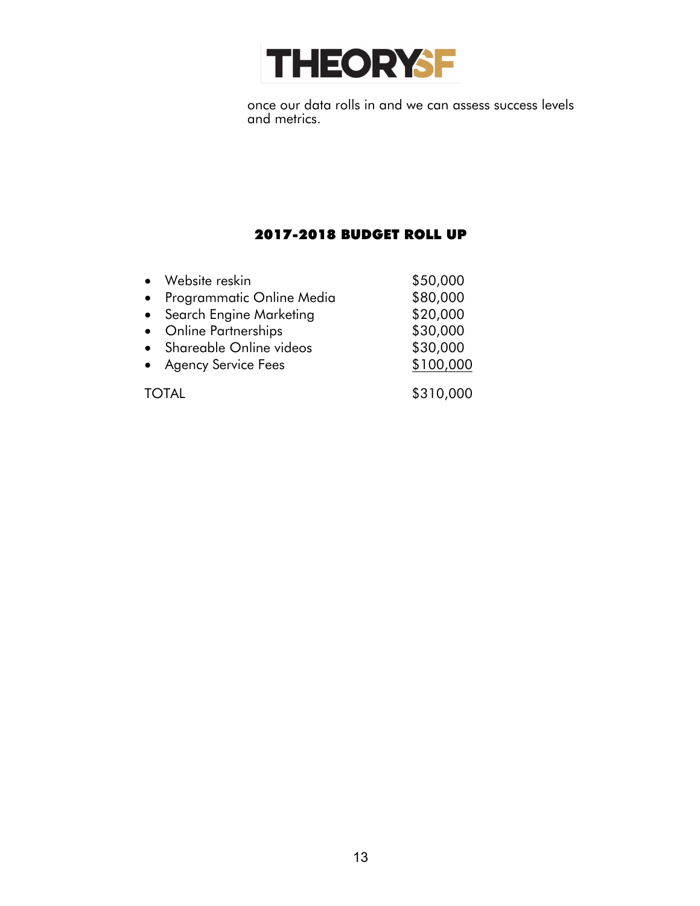once our data rolls in and we can assess success levels and metrics.

## 2017-2018 BUDGET ROLL UP

| | |
|---|---|
| • Website reskin | $50,000 |
| • Programmatic Online Media | $80,000 |
| • Search Engine Marketing | $20,000 |
| • Online Partnerships | $30,000 |
| • Shareable Online videos | $30,000 |
| • Agency Service Fees | $100,000 |
| TOTAL | $310,000 |